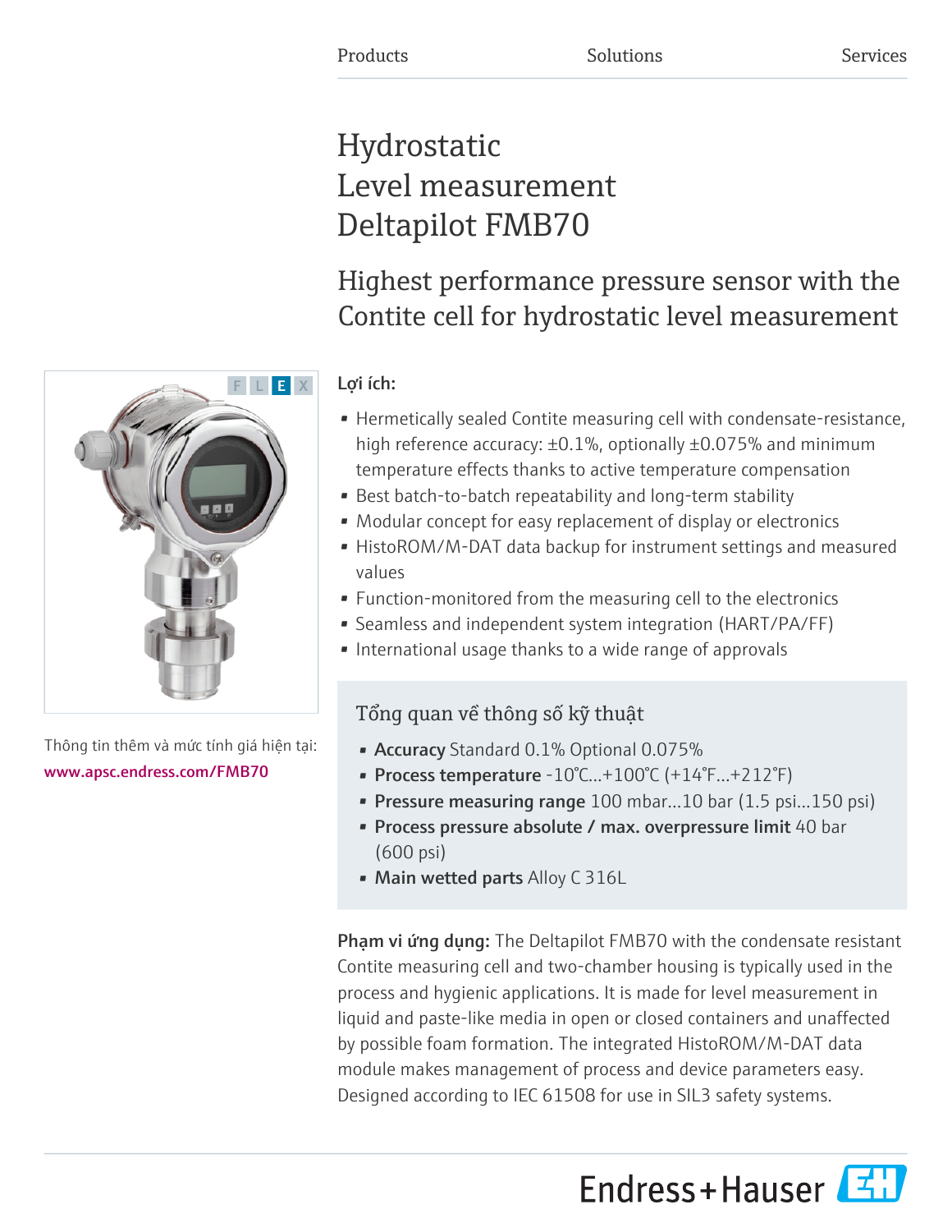Products | Solutions | Services

# Hydrostatic Level measurement Deltapilot FMB70

## Highest performance pressure sensor with the Contite cell for hydrostatic level measurement

F L E X

Thông tin thêm và mức tính giá hiện tại:
www.apsc.endress.com/FMB70

**Lợi ích:**

- Hermetically sealed Contite measuring cell with condensate-resistance, high reference accuracy: ±0.1%, optionally ±0.075% and minimum temperature effects thanks to active temperature compensation
- Best batch-to-batch repeatability and long-term stability
- Modular concept for easy replacement of display or electronics
- HistoROM/M-DAT data backup for instrument settings and measured values
- Function-monitored from the measuring cell to the electronics
- Seamless and independent system integration (HART/PA/FF)
- International usage thanks to a wide range of approvals

### Tổng quan về thông số kỹ thuật

- **Accuracy** Standard 0.1% Optional 0.075%
- **Process temperature** -10°C...+100°C (+14°F...+212°F)
- **Pressure measuring range** 100 mbar...10 bar (1.5 psi...150 psi)
- **Process pressure absolute / max. overpressure limit** 40 bar (600 psi)
- **Main wetted parts** Alloy C 316L

**Phạm vi ứng dụng:** The Deltapilot FMB70 with the condensate resistant Contite measuring cell and two-chamber housing is typically used in the process and hygienic applications. It is made for level measurement in liquid and paste-like media in open or closed containers and unaffected by possible foam formation. The integrated HistoROM/M-DAT data module makes management of process and device parameters easy. Designed according to IEC 61508 for use in SIL3 safety systems.

Endress+Hauser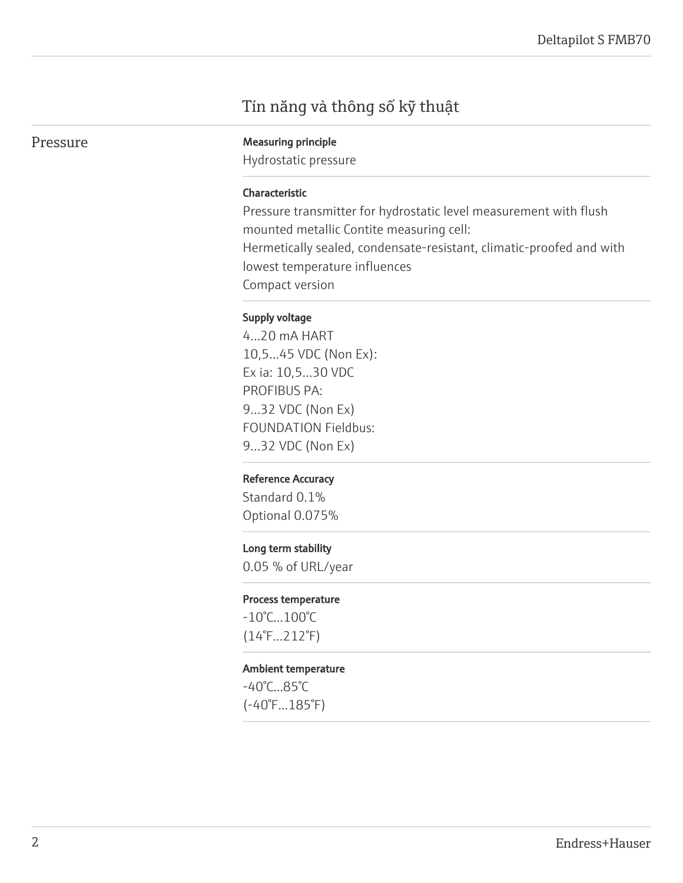# Tín năng và thông số kỹ thuật

## Pressure

**Measuring principle**

Hydrostatic pressure

**Characteristic**

Pressure transmitter for hydrostatic level measurement with flush mounted metallic Contite measuring cell:
Hermetically sealed, condensate-resistant, climatic-proofed and with lowest temperature influences
Compact version

**Supply voltage**

4...20 mA HART
10,5...45 VDC (Non Ex):
Ex ia: 10,5...30 VDC
PROFIBUS PA:
9...32 VDC (Non Ex)
FOUNDATION Fieldbus:
9...32 VDC (Non Ex)

**Reference Accuracy**

Standard 0.1%
Optional 0.075%

**Long term stability**

0.05 % of URL/year

**Process temperature**

-10°C...100°C
(14°F...212°F)

**Ambient temperature**

-40°C...85°C
(-40°F...185°F)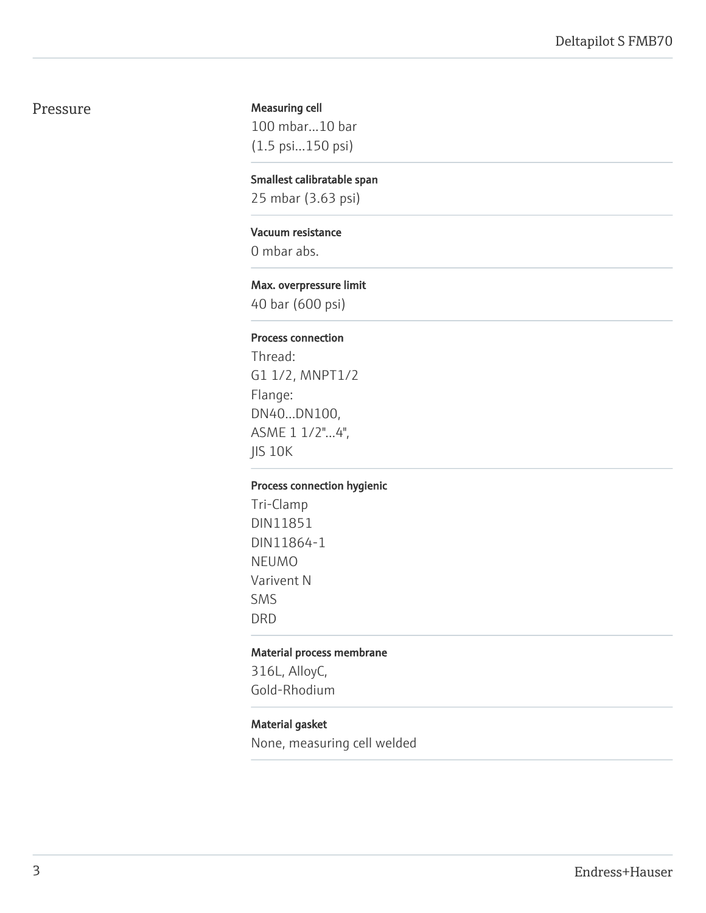## Pressure

**Measuring cell**
100 mbar...10 bar
(1.5 psi...150 psi)

**Smallest calibratable span**
25 mbar (3.63 psi)

**Vacuum resistance**
0 mbar abs.

**Max. overpressure limit**
40 bar (600 psi)

**Process connection**
Thread:
G1 1/2, MNPT1/2
Flange:
DN40...DN100,
ASME 1 1/2"...4",
JIS 10K

**Process connection hygienic**
Tri-Clamp
DIN11851
DIN11864-1
NEUMO
Varivent N
SMS
DRD

**Material process membrane**
316L, AlloyC,
Gold-Rhodium

**Material gasket**
None, measuring cell welded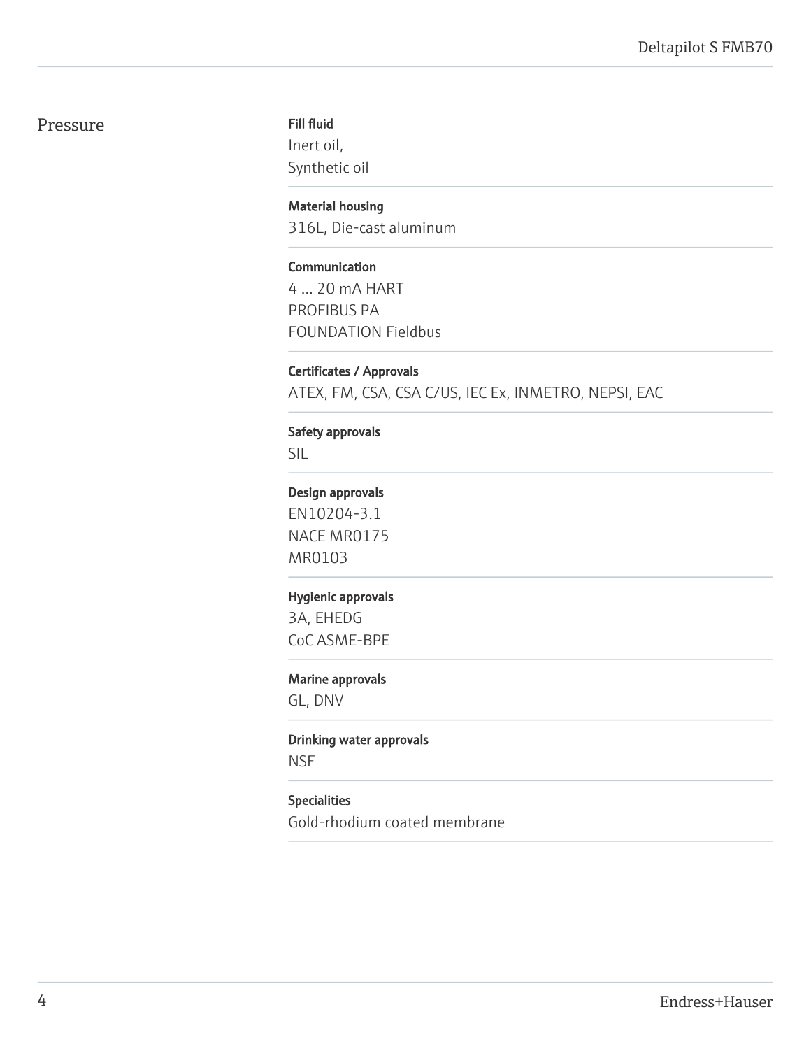## Pressure

**Fill fluid**
Inert oil,
Synthetic oil

**Material housing**
316L, Die-cast aluminum

**Communication**
4 ... 20 mA HART
PROFIBUS PA
FOUNDATION Fieldbus

**Certificates / Approvals**
ATEX, FM, CSA, CSA C/US, IEC Ex, INMETRO, NEPSI, EAC

**Safety approvals**
SIL

**Design approvals**
EN10204-3.1
NACE MR0175
MR0103

**Hygienic approvals**
3A, EHEDG
CoC ASME-BPE

**Marine approvals**
GL, DNV

**Drinking water approvals**
NSF

**Specialities**
Gold-rhodium coated membrane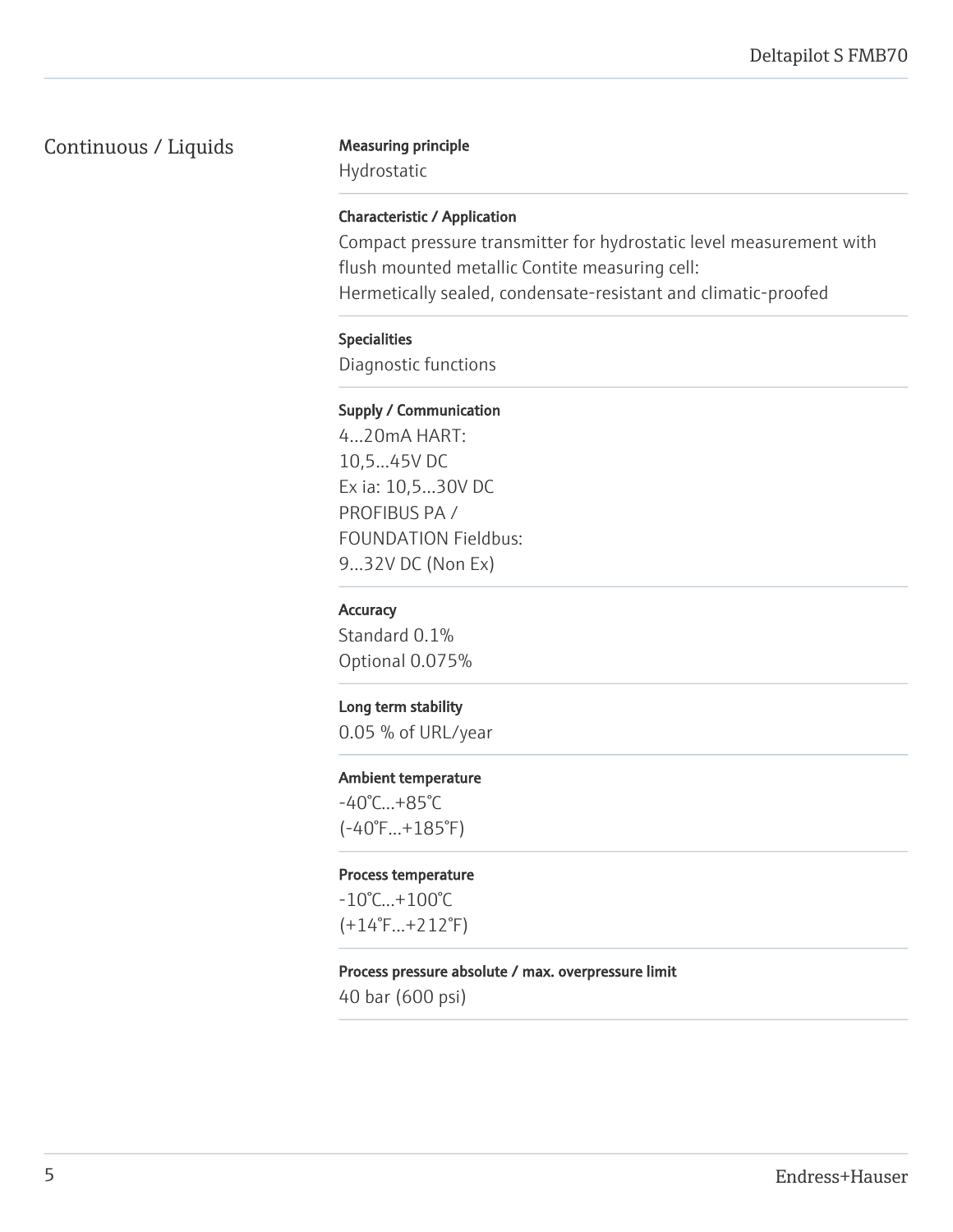## Continuous / Liquids

**Measuring principle**

Hydrostatic

**Characteristic / Application**

Compact pressure transmitter for hydrostatic level measurement with flush mounted metallic Contite measuring cell:
Hermetically sealed, condensate-resistant and climatic-proofed

**Specialities**

Diagnostic functions

**Supply / Communication**

4...20mA HART:
10,5...45V DC
Ex ia: 10,5...30V DC
PROFIBUS PA /
FOUNDATION Fieldbus:
9...32V DC (Non Ex)

**Accuracy**

Standard 0.1%
Optional 0.075%

**Long term stability**

0.05 % of URL/year

**Ambient temperature**

-40°C...+85°C
(-40°F...+185°F)

**Process temperature**

-10°C...+100°C
(+14°F...+212°F)

**Process pressure absolute / max. overpressure limit**

40 bar (600 psi)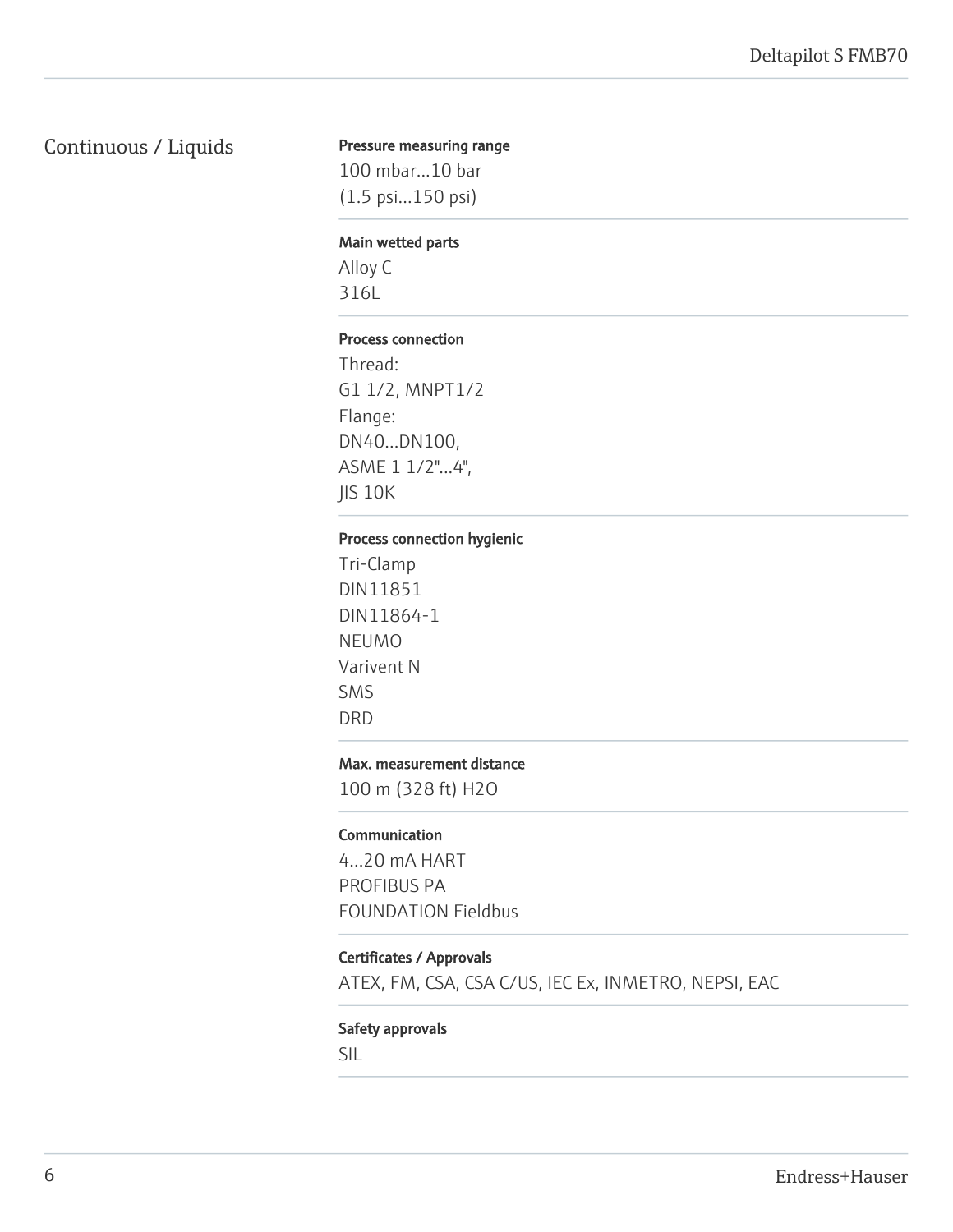## Continuous / Liquids

**Pressure measuring range**

100 mbar...10 bar
(1.5 psi...150 psi)

**Main wetted parts**

Alloy C
316L

**Process connection**

Thread:
G1 1/2, MNPT1/2
Flange:
DN40...DN100,
ASME 1 1/2"...4",
JIS 10K

**Process connection hygienic**

Tri-Clamp
DIN11851
DIN11864-1
NEUMO
Varivent N
SMS
DRD

**Max. measurement distance**

100 m (328 ft) H2O

**Communication**

4...20 mA HART
PROFIBUS PA
FOUNDATION Fieldbus

**Certificates / Approvals**

ATEX, FM, CSA, CSA C/US, IEC Ex, INMETRO, NEPSI, EAC

**Safety approvals**

SIL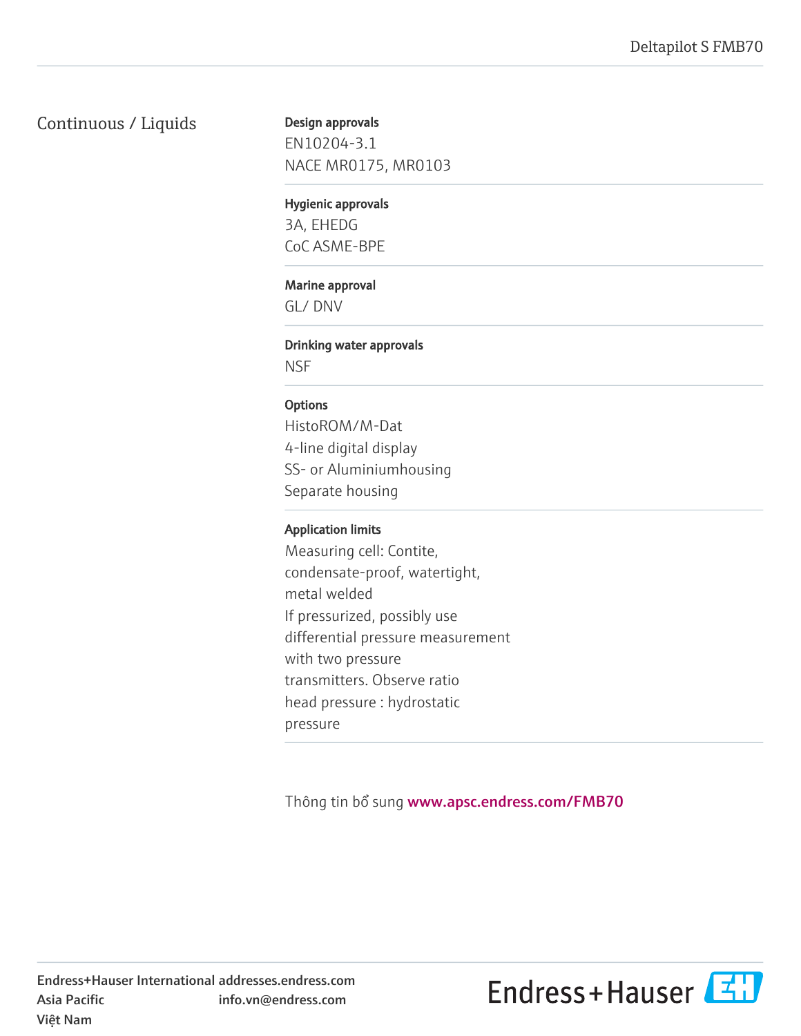## Continuous / Liquids

**Design approvals**

EN10204-3.1
NACE MR0175, MR0103

**Hygienic approvals**

3A, EHEDG
CoC ASME-BPE

**Marine approval**

GL/ DNV

**Drinking water approvals**

NSF

**Options**

HistoROM/M-Dat
4-line digital display
SS- or Aluminiumhousing
Separate housing

**Application limits**

Measuring cell: Contite, condensate-proof, watertight, metal welded
If pressurized, possibly use differential pressure measurement with two pressure transmitters. Observe ratio head pressure : hydrostatic pressure

Thông tin bổ sung **www.apsc.endress.com/FMB70**

Endress+Hauser International addresses.endress.com
Asia Pacific info.vn@endress.com
Việt Nam

Endress+Hauser